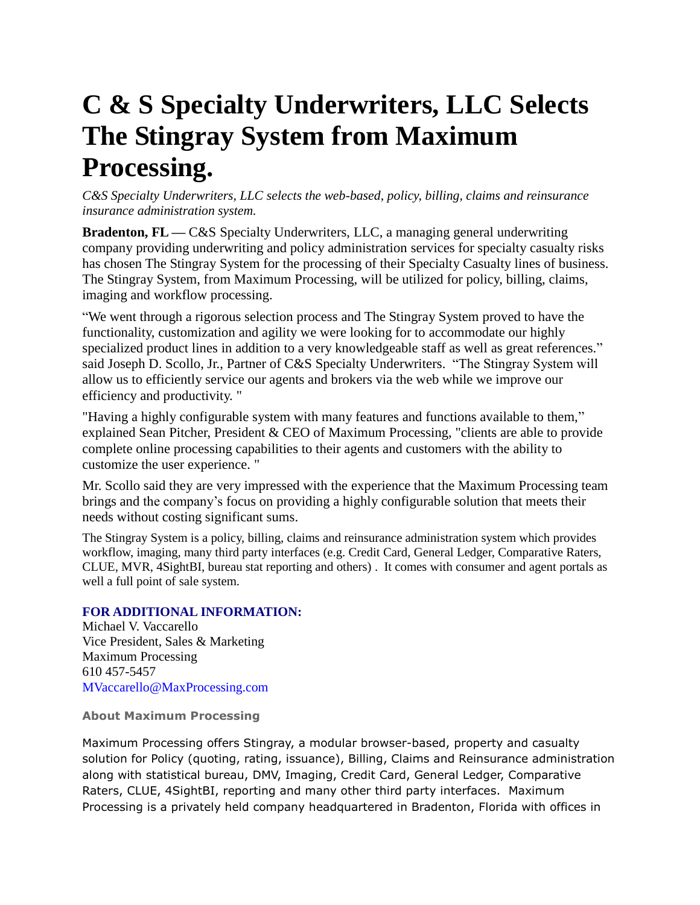# C & S Specialty Underwriters, LLC Selects The Stingray System from Maximum Processing.

*C&S Specialty Underwriters, LLC selects the web-based, policy, billing, claims and reinsurance insurance administration system.*

**Bradenton, FL —** C&S Specialty Underwriters, LLC, a managing general underwriting company providing underwriting and policy administration services for specialty casualty risks has chosen The Stingray System for the processing of their Specialty Casualty lines of business. The Stingray System, from Maximum Processing, will be utilized for policy, billing, claims, imaging and workflow processing.

"We went through a rigorous selection process and The Stingray System proved to have the functionality, customization and agility we were looking for to accommodate our highly specialized product lines in addition to a very knowledgeable staff as well as great references." said Joseph D. Scollo, Jr., Partner of C&S Specialty Underwriters. "The Stingray System will allow us to efficiently service our agents and brokers via the web while we improve our efficiency and productivity. "

"Having a highly configurable system with many features and functions available to them," explained Sean Pitcher, President & CEO of Maximum Processing, "clients are able to provide complete online processing capabilities to their agents and customers with the ability to customize the user experience. "

Mr. Scollo said they are very impressed with the experience that the Maximum Processing team brings and the company's focus on providing a highly configurable solution that meets their needs without costing significant sums.

The Stingray System is a policy, billing, claims and reinsurance administration system which provides workflow, imaging, many third party interfaces (e.g. Credit Card, General Ledger, Comparative Raters, CLUE, MVR, 4SightBI, bureau stat reporting and others) . It comes with consumer and agent portals as well a full point of sale system.

**FOR ADDITIONAL INFORMATION:**
Michael V. Vaccarello
Vice President, Sales & Marketing
Maximum Processing
610 457-5457
MVaccarello@MaxProcessing.com

**About Maximum Processing**

Maximum Processing offers Stingray, a modular browser-based, property and casualty solution for Policy (quoting, rating, issuance), Billing, Claims and Reinsurance administration along with statistical bureau, DMV, Imaging, Credit Card, General Ledger, Comparative Raters, CLUE, 4SightBI, reporting and many other third party interfaces. Maximum Processing is a privately held company headquartered in Bradenton, Florida with offices in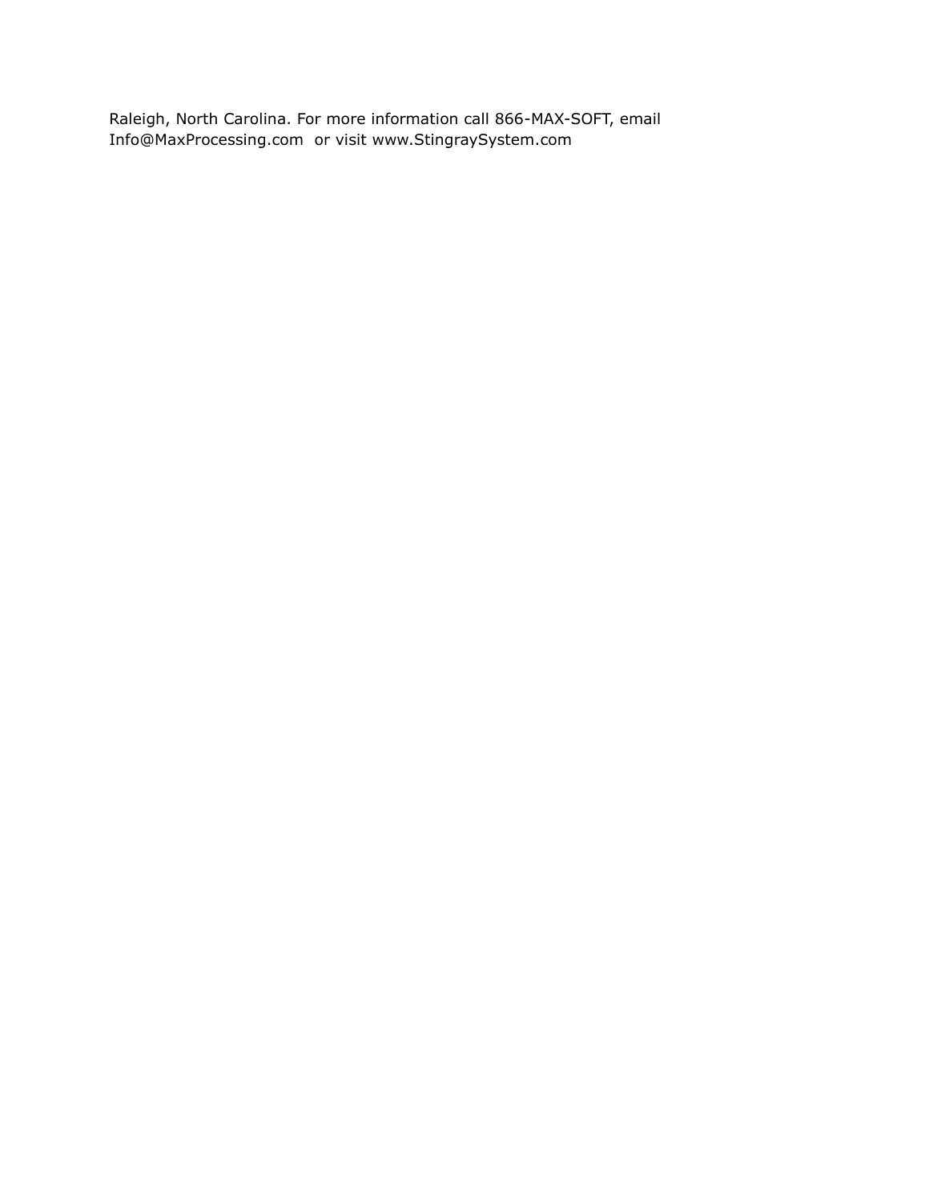Raleigh, North Carolina. For more information call 866-MAX-SOFT, email Info@MaxProcessing.com or visit www.StingraySystem.com